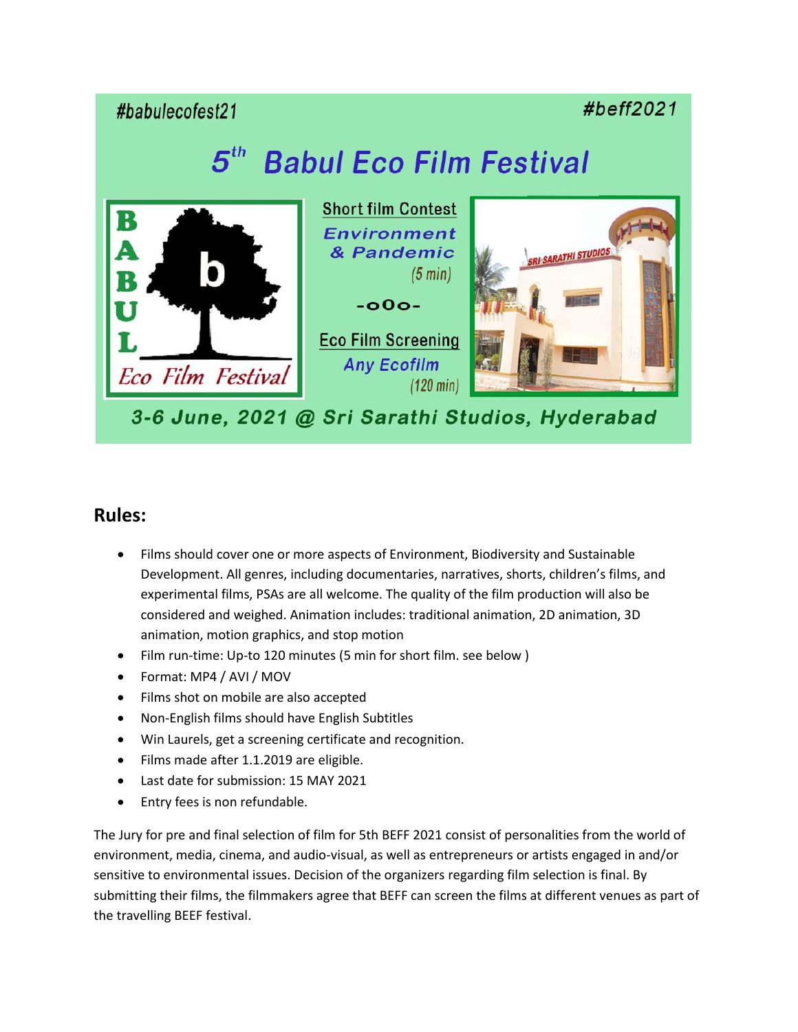#babulecofest21 #beff2021

# 5th Babul Eco Film Festival

**Short film Contest**

*Environment & Pandemic*

(5 min)

-oOo-

**Eco Film Screening**

*Any Ecofilm*

(120 min)

**3-6 June, 2021 @ Sri Sarathi Studios, Hyderabad**

## Rules:

- Films should cover one or more aspects of Environment, Biodiversity and Sustainable Development. All genres, including documentaries, narratives, shorts, children's films, and experimental films, PSAs are all welcome. The quality of the film production will also be considered and weighed. Animation includes: traditional animation, 2D animation, 3D animation, motion graphics, and stop motion
- Film run-time: Up-to 120 minutes (5 min for short film. see below )
- Format: MP4 / AVI / MOV
- Films shot on mobile are also accepted
- Non-English films should have English Subtitles
- Win Laurels, get a screening certificate and recognition.
- Films made after 1.1.2019 are eligible.
- Last date for submission: 15 MAY 2021
- Entry fees is non refundable.

The Jury for pre and final selection of film for 5th BEFF 2021 consist of personalities from the world of environment, media, cinema, and audio-visual, as well as entrepreneurs or artists engaged in and/or sensitive to environmental issues. Decision of the organizers regarding film selection is final. By submitting their films, the filmmakers agree that BEFF can screen the films at different venues as part of the travelling BEEF festival.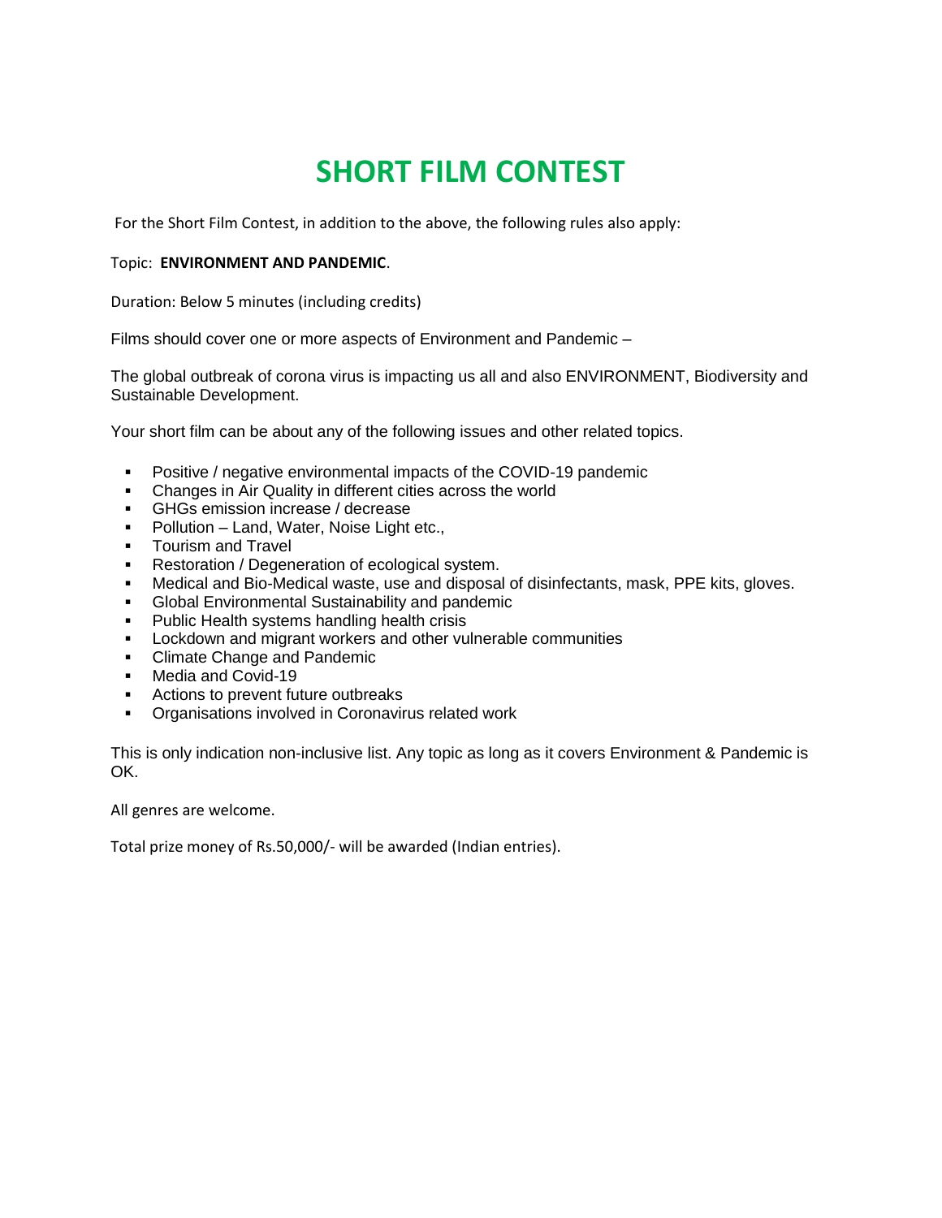# SHORT FILM CONTEST

For the Short Film Contest, in addition to the above, the following rules also apply:

Topic: **ENVIRONMENT AND PANDEMIC**.

Duration: Below 5 minutes (including credits)

Films should cover one or more aspects of Environment and Pandemic –

The global outbreak of corona virus is impacting us all and also ENVIRONMENT, Biodiversity and Sustainable Development.

Your short film can be about any of the following issues and other related topics.

- Positive / negative environmental impacts of the COVID-19 pandemic
- Changes in Air Quality in different cities across the world
- GHGs emission increase / decrease
- Pollution – Land, Water, Noise Light etc.,
- Tourism and Travel
- Restoration / Degeneration of ecological system.
- Medical and Bio-Medical waste, use and disposal of disinfectants, mask, PPE kits, gloves.
- Global Environmental Sustainability and pandemic
- Public Health systems handling health crisis
- Lockdown and migrant workers and other vulnerable communities
- Climate Change and Pandemic
- Media and Covid-19
- Actions to prevent future outbreaks
- Organisations involved in Coronavirus related work

This is only indication non-inclusive list. Any topic as long as it covers Environment & Pandemic is OK.

All genres are welcome.

Total prize money of Rs.50,000/- will be awarded (Indian entries).